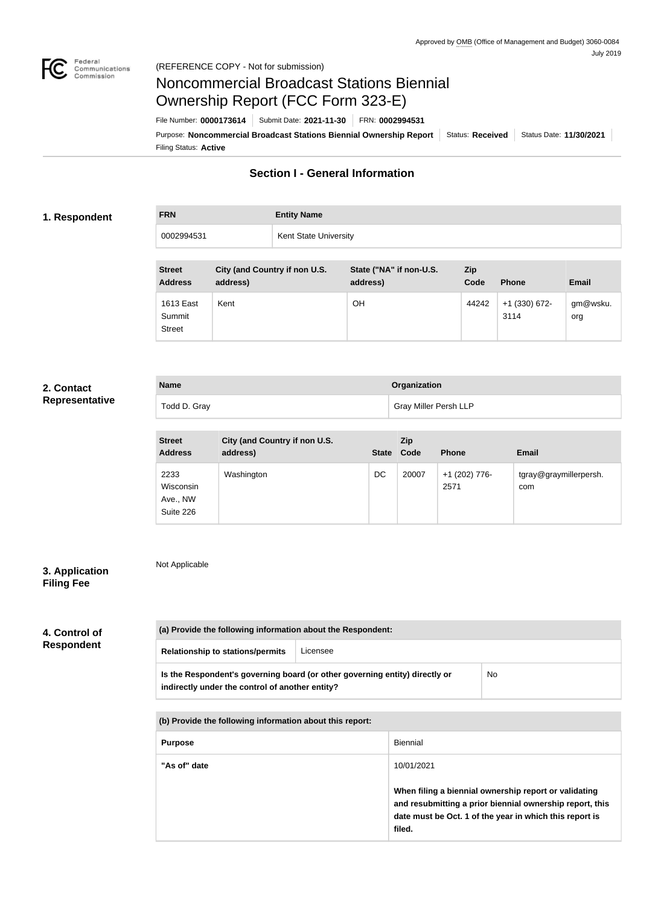Approved by OMB (Office of Management and Budget) 3060-0084
July 2019

(REFERENCE COPY - Not for submission)

# Noncommercial Broadcast Stations Biennial Ownership Report (FCC Form 323-E)

File Number: **0000173614** | Submit Date: **2021-11-30** | FRN: **0002994531**

Purpose: **Noncommercial Broadcast Stations Biennial Ownership Report** | Status: **Received** | Status Date: **11/30/2021**

Filing Status: **Active**

## Section I - General Information

### 1. Respondent

| FRN | Entity Name |
| --- | --- |
| 0002994531 | Kent State University |

| Street Address | City (and Country if non U.S. address) | State ("NA" if non-U.S. address) | Zip Code | Phone | Email |
| --- | --- | --- | --- | --- | --- |
| 1613 East Summit Street | Kent | OH | 44242 | +1 (330) 672-3114 | gm@wsku.org |

### 2. Contact Representative

| Name | Organization |
| --- | --- |
| Todd D. Gray | Gray Miller Persh LLP |

| Street Address | City (and Country if non U.S. address) | State | Zip Code | Phone | Email |
| --- | --- | --- | --- | --- | --- |
| 2233 Wisconsin Ave., NW Suite 226 | Washington | DC | 20007 | +1 (202) 776-2571 | tgray@graymillerpersh.com |

### 3. Application Filing Fee

Not Applicable

### 4. Control of Respondent

| (a) Provide the following information about the Respondent: | |
| --- | --- |
| Relationship to stations/permits | Licensee |
| Is the Respondent's governing board (or other governing entity) directly or indirectly under the control of another entity? | No |

| (b) Provide the following information about this report: | |
| --- | --- |
| Purpose | Biennial |
| "As of" date | 10/01/2021<br><br>**When filing a biennial ownership report or validating and resubmitting a prior biennial ownership report, this date must be Oct. 1 of the year in which this report is filed.** |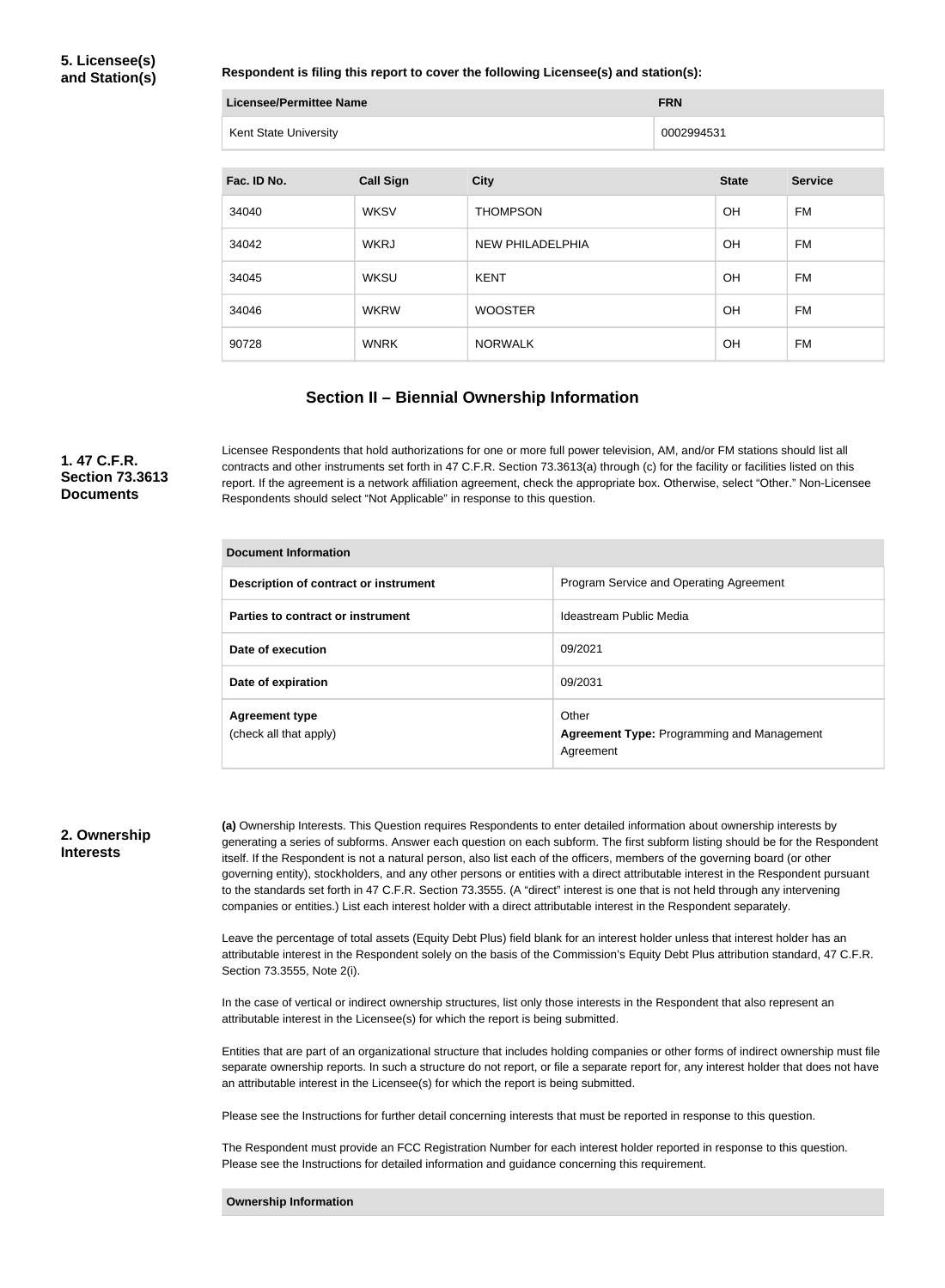**5. Licensee(s) and Station(s)**

**Respondent is filing this report to cover the following Licensee(s) and station(s):**

| Licensee/Permittee Name | FRN |
|---|---|
| Kent State University | 0002994531 |

| Fac. ID No. | Call Sign | City | State | Service |
|---|---|---|---|---|
| 34040 | WKSV | THOMPSON | OH | FM |
| 34042 | WKRJ | NEW PHILADELPHIA | OH | FM |
| 34045 | WKSU | KENT | OH | FM |
| 34046 | WKRW | WOOSTER | OH | FM |
| 90728 | WNRK | NORWALK | OH | FM |

## Section II – Biennial Ownership Information

**1. 47 C.F.R. Section 73.3613 Documents**

Licensee Respondents that hold authorizations for one or more full power television, AM, and/or FM stations should list all contracts and other instruments set forth in 47 C.F.R. Section 73.3613(a) through (c) for the facility or facilities listed on this report. If the agreement is a network affiliation agreement, check the appropriate box. Otherwise, select "Other." Non-Licensee Respondents should select "Not Applicable" in response to this question.

| Document Information | |
|---|---|
| **Description of contract or instrument** | Program Service and Operating Agreement |
| **Parties to contract or instrument** | Ideastream Public Media |
| **Date of execution** | 09/2021 |
| **Date of expiration** | 09/2031 |
| **Agreement type** (check all that apply) | Other **Agreement Type:** Programming and Management Agreement |

**2. Ownership Interests**

**(a)** Ownership Interests. This Question requires Respondents to enter detailed information about ownership interests by generating a series of subforms. Answer each question on each subform. The first subform listing should be for the Respondent itself. If the Respondent is not a natural person, also list each of the officers, members of the governing board (or other governing entity), stockholders, and any other persons or entities with a direct attributable interest in the Respondent pursuant to the standards set forth in 47 C.F.R. Section 73.3555. (A "direct" interest is one that is not held through any intervening companies or entities.) List each interest holder with a direct attributable interest in the Respondent separately.

Leave the percentage of total assets (Equity Debt Plus) field blank for an interest holder unless that interest holder has an attributable interest in the Respondent solely on the basis of the Commission's Equity Debt Plus attribution standard, 47 C.F.R. Section 73.3555, Note 2(i).

In the case of vertical or indirect ownership structures, list only those interests in the Respondent that also represent an attributable interest in the Licensee(s) for which the report is being submitted.

Entities that are part of an organizational structure that includes holding companies or other forms of indirect ownership must file separate ownership reports. In such a structure do not report, or file a separate report for, any interest holder that does not have an attributable interest in the Licensee(s) for which the report is being submitted.

Please see the Instructions for further detail concerning interests that must be reported in response to this question.

The Respondent must provide an FCC Registration Number for each interest holder reported in response to this question. Please see the Instructions for detailed information and guidance concerning this requirement.

**Ownership Information**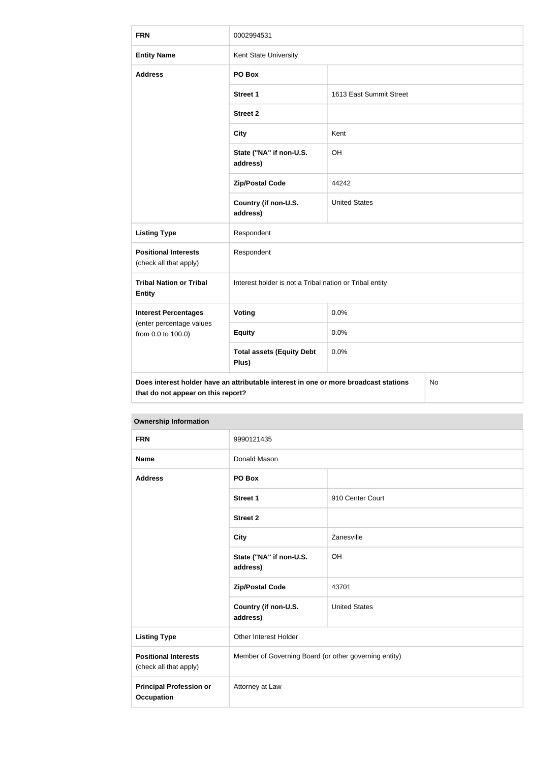| FRN | 0002994531 | |
|---|---|---|
| **Entity Name** | Kent State University | |
| **Address** | **PO Box** | |
| | **Street 1** | 1613 East Summit Street |
| | **Street 2** | |
| | **City** | Kent |
| | **State ("NA" if non-U.S. address)** | OH |
| | **Zip/Postal Code** | 44242 |
| | **Country (if non-U.S. address)** | United States |
| **Listing Type** | Respondent | |
| **Positional Interests** (check all that apply) | Respondent | |
| **Tribal Nation or Tribal Entity** | Interest holder is not a Tribal nation or Tribal entity | |
| **Interest Percentages** (enter percentage values from 0.0 to 100.0) | **Voting** | 0.0% |
| | **Equity** | 0.0% |
| | **Total assets (Equity Debt Plus)** | 0.0% |
| **Does interest holder have an attributable interest in one or more broadcast stations that do not appear on this report?** | | No |

**Ownership Information**

| FRN | 9990121435 | |
|---|---|---|
| **Name** | Donald Mason | |
| **Address** | **PO Box** | |
| | **Street 1** | 910 Center Court |
| | **Street 2** | |
| | **City** | Zanesville |
| | **State ("NA" if non-U.S. address)** | OH |
| | **Zip/Postal Code** | 43701 |
| | **Country (if non-U.S. address)** | United States |
| **Listing Type** | Other Interest Holder | |
| **Positional Interests** (check all that apply) | Member of Governing Board (or other governing entity) | |
| **Principal Profession or Occupation** | Attorney at Law | |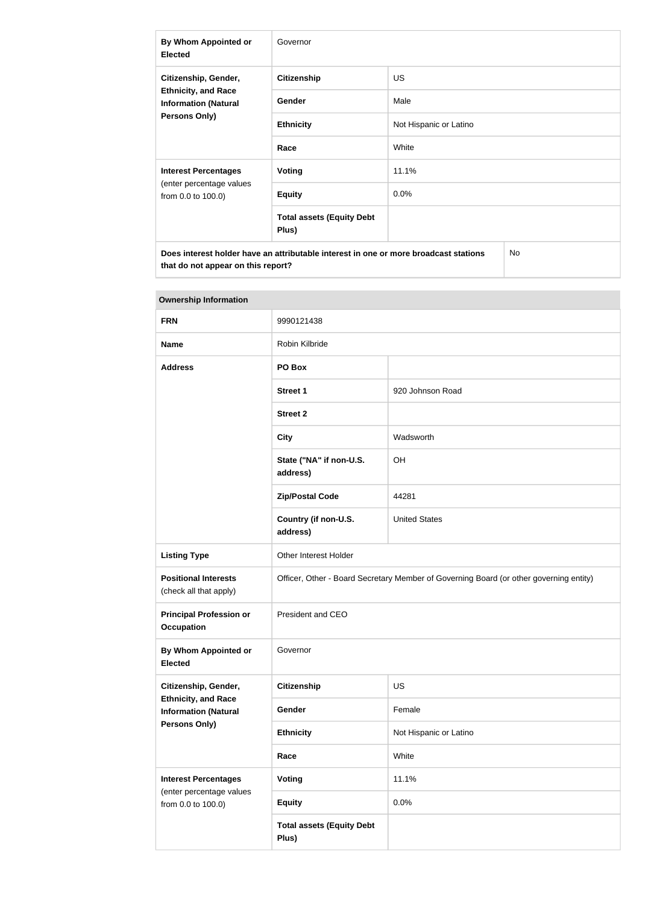| By Whom Appointed or Elected | Governor | |
|---|---|---|
| Citizenship, Gender, Ethnicity, and Race Information (Natural Persons Only) | Citizenship | US |
| | Gender | Male |
| | Ethnicity | Not Hispanic or Latino |
| | Race | White |
| Interest Percentages (enter percentage values from 0.0 to 100.0) | Voting | 11.1% |
| | Equity | 0.0% |
| | Total assets (Equity Debt Plus) | |
| Does interest holder have an attributable interest in one or more broadcast stations that do not appear on this report? | | No |

| Ownership Information | | |
|---|---|---|
| FRN | 9990121438 | |
| Name | Robin Kilbride | |
| Address | PO Box | |
| | Street 1 | 920 Johnson Road |
| | Street 2 | |
| | City | Wadsworth |
| | State ("NA" if non-U.S. address) | OH |
| | Zip/Postal Code | 44281 |
| | Country (if non-U.S. address) | United States |
| Listing Type | Other Interest Holder | |
| Positional Interests (check all that apply) | Officer, Other - Board Secretary Member of Governing Board (or other governing entity) | |
| Principal Profession or Occupation | President and CEO | |
| By Whom Appointed or Elected | Governor | |
| Citizenship, Gender, Ethnicity, and Race Information (Natural Persons Only) | Citizenship | US |
| | Gender | Female |
| | Ethnicity | Not Hispanic or Latino |
| | Race | White |
| Interest Percentages (enter percentage values from 0.0 to 100.0) | Voting | 11.1% |
| | Equity | 0.0% |
| | Total assets (Equity Debt Plus) | |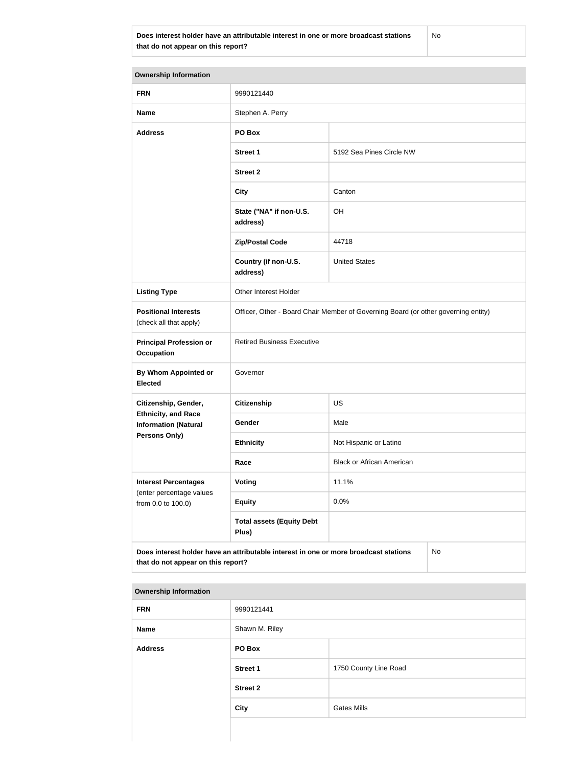| Does interest holder have an attributable interest in one or more broadcast stations that do not appear on this report? | No |
|---|---|

| Ownership Information | | |
|---|---|---|
| **FRN** | 9990121440 | |
| **Name** | Stephen A. Perry | |
| **Address** | **PO Box** | |
| | **Street 1** | 5192 Sea Pines Circle NW |
| | **Street 2** | |
| | **City** | Canton |
| | **State ("NA" if non-U.S. address)** | OH |
| | **Zip/Postal Code** | 44718 |
| | **Country (if non-U.S. address)** | United States |
| **Listing Type** | Other Interest Holder | |
| **Positional Interests** (check all that apply) | Officer, Other - Board Chair Member of Governing Board (or other governing entity) | |
| **Principal Profession or Occupation** | Retired Business Executive | |
| **By Whom Appointed or Elected** | Governor | |
| **Citizenship, Gender, Ethnicity, and Race Information (Natural Persons Only)** | **Citizenship** | US |
| | **Gender** | Male |
| | **Ethnicity** | Not Hispanic or Latino |
| | **Race** | Black or African American |
| **Interest Percentages** (enter percentage values from 0.0 to 100.0) | **Voting** | 11.1% |
| | **Equity** | 0.0% |
| | **Total assets (Equity Debt Plus)** | |
| **Does interest holder have an attributable interest in one or more broadcast stations that do not appear on this report?** | | No |

| Ownership Information | | |
|---|---|---|
| **FRN** | 9990121441 | |
| **Name** | Shawn M. Riley | |
| **Address** | **PO Box** | |
| | **Street 1** | 1750 County Line Road |
| | **Street 2** | |
| | **City** | Gates Mills |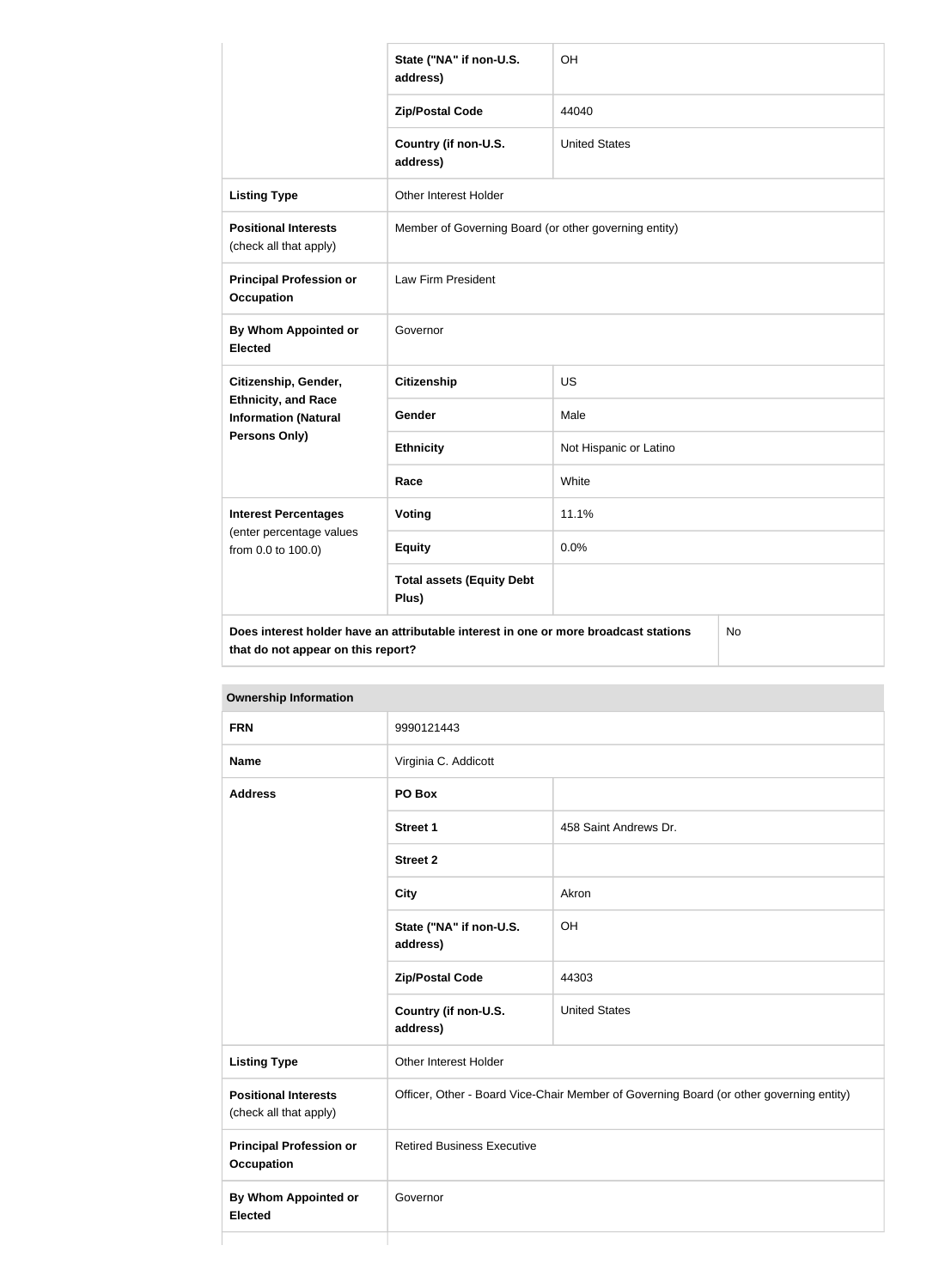| | | |
|---|---|---|
| | State ("NA" if non-U.S. address) | OH |
| | Zip/Postal Code | 44040 |
| | Country (if non-U.S. address) | United States |
| **Listing Type** | Other Interest Holder | |
| **Positional Interests** (check all that apply) | Member of Governing Board (or other governing entity) | |
| **Principal Profession or Occupation** | Law Firm President | |
| **By Whom Appointed or Elected** | Governor | |
| **Citizenship, Gender, Ethnicity, and Race Information (Natural Persons Only)** | **Citizenship** | US |
| | **Gender** | Male |
| | **Ethnicity** | Not Hispanic or Latino |
| | **Race** | White |
| **Interest Percentages** (enter percentage values from 0.0 to 100.0) | **Voting** | 11.1% |
| | **Equity** | 0.0% |
| | **Total assets (Equity Debt Plus)** | |
| **Does interest holder have an attributable interest in one or more broadcast stations that do not appear on this report?** | | No |

| **Ownership Information** | | |
|---|---|---|
| **FRN** | 9990121443 | |
| **Name** | Virginia C. Addicott | |
| **Address** | **PO Box** | |
| | **Street 1** | 458 Saint Andrews Dr. |
| | **Street 2** | |
| | **City** | Akron |
| | **State ("NA" if non-U.S. address)** | OH |
| | **Zip/Postal Code** | 44303 |
| | **Country (if non-U.S. address)** | United States |
| **Listing Type** | Other Interest Holder | |
| **Positional Interests** (check all that apply) | Officer, Other - Board Vice-Chair Member of Governing Board (or other governing entity) | |
| **Principal Profession or Occupation** | Retired Business Executive | |
| **By Whom Appointed or Elected** | Governor | |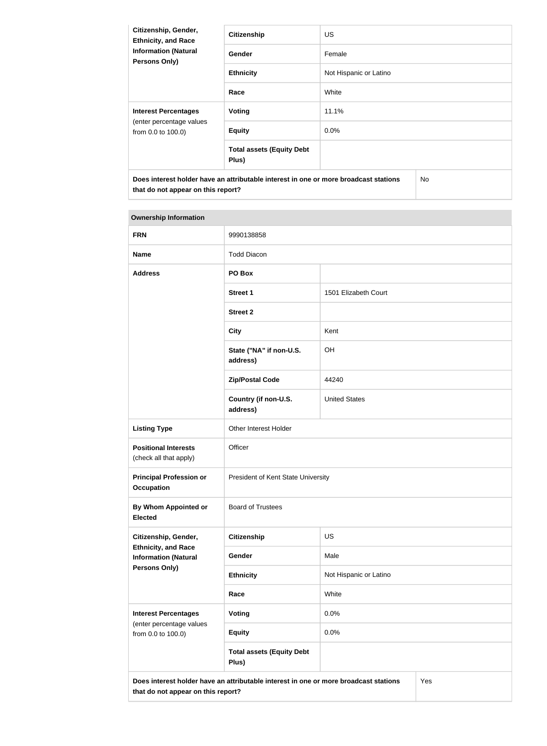| Citizenship, Gender, Ethnicity, and Race Information (Natural Persons Only) | Citizenship | US |
|---|---|---|
| | Gender | Female |
| | Ethnicity | Not Hispanic or Latino |
| | Race | White |
| Interest Percentages (enter percentage values from 0.0 to 100.0) | Voting | 11.1% |
| | Equity | 0.0% |
| | Total assets (Equity Debt Plus) | |
| Does interest holder have an attributable interest in one or more broadcast stations that do not appear on this report? | | No |

| Ownership Information | | |
|---|---|---|
| FRN | 9990138858 | |
| Name | Todd Diacon | |
| Address | PO Box | |
| | Street 1 | 1501 Elizabeth Court |
| | Street 2 | |
| | City | Kent |
| | State ("NA" if non-U.S. address) | OH |
| | Zip/Postal Code | 44240 |
| | Country (if non-U.S. address) | United States |
| Listing Type | Other Interest Holder | |
| Positional Interests (check all that apply) | Officer | |
| Principal Profession or Occupation | President of Kent State University | |
| By Whom Appointed or Elected | Board of Trustees | |
| Citizenship, Gender, Ethnicity, and Race Information (Natural Persons Only) | Citizenship | US |
| | Gender | Male |
| | Ethnicity | Not Hispanic or Latino |
| | Race | White |
| Interest Percentages (enter percentage values from 0.0 to 100.0) | Voting | 0.0% |
| | Equity | 0.0% |
| | Total assets (Equity Debt Plus) | |
| Does interest holder have an attributable interest in one or more broadcast stations that do not appear on this report? | | Yes |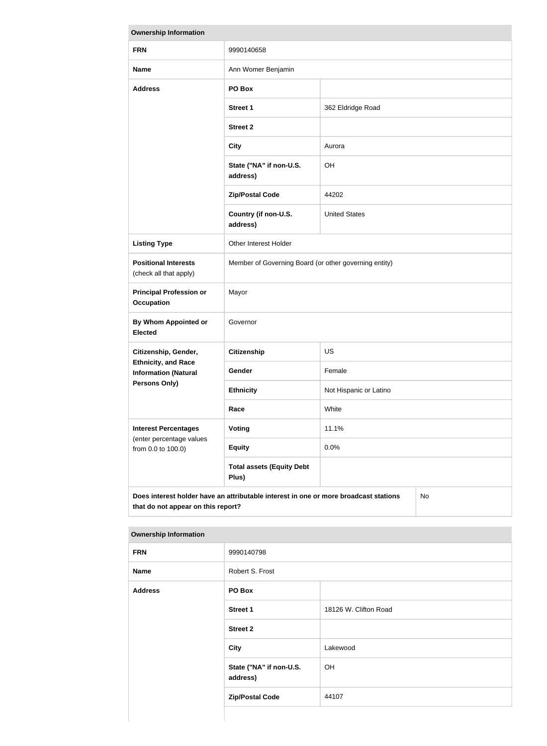| Ownership Information | | |
|---|---|---|
| **FRN** | 9990140658 | |
| **Name** | Ann Womer Benjamin | |
| **Address** | **PO Box** | |
| | **Street 1** | 362 Eldridge Road |
| | **Street 2** | |
| | **City** | Aurora |
| | **State ("NA" if non-U.S. address)** | OH |
| | **Zip/Postal Code** | 44202 |
| | **Country (if non-U.S. address)** | United States |
| **Listing Type** | Other Interest Holder | |
| **Positional Interests** (check all that apply) | Member of Governing Board (or other governing entity) | |
| **Principal Profession or Occupation** | Mayor | |
| **By Whom Appointed or Elected** | Governor | |
| **Citizenship, Gender, Ethnicity, and Race Information (Natural Persons Only)** | **Citizenship** | US |
| | **Gender** | Female |
| | **Ethnicity** | Not Hispanic or Latino |
| | **Race** | White |
| **Interest Percentages** (enter percentage values from 0.0 to 100.0) | **Voting** | 11.1% |
| | **Equity** | 0.0% |
| | **Total assets (Equity Debt Plus)** | |
| **Does interest holder have an attributable interest in one or more broadcast stations that do not appear on this report?** | | No |

| Ownership Information | | |
|---|---|---|
| **FRN** | 9990140798 | |
| **Name** | Robert S. Frost | |
| **Address** | **PO Box** | |
| | **Street 1** | 18126 W. Clifton Road |
| | **Street 2** | |
| | **City** | Lakewood |
| | **State ("NA" if non-U.S. address)** | OH |
| | **Zip/Postal Code** | 44107 |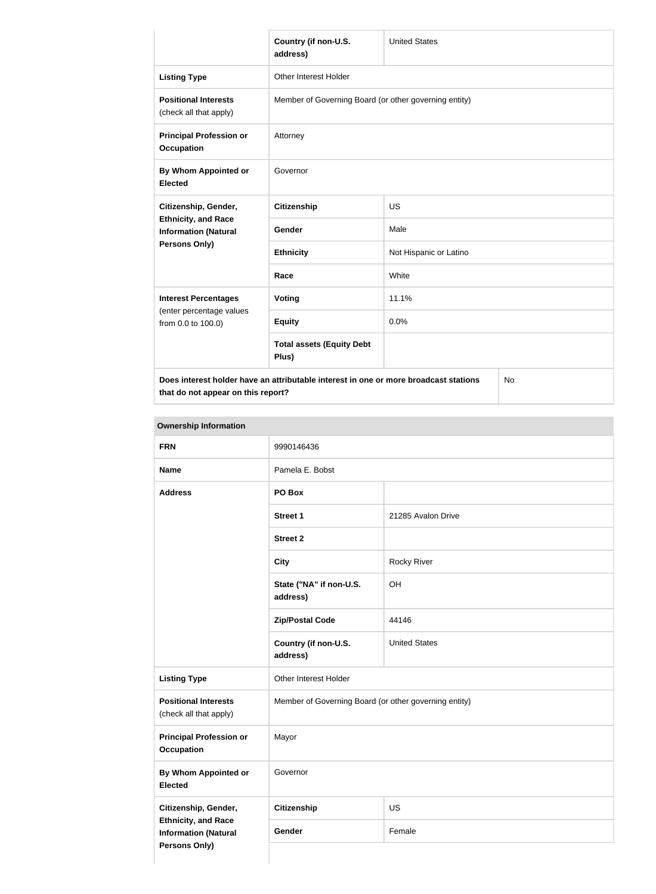| | | |
|---|---|---|
| | **Country (if non-U.S. address)** | United States |
| **Listing Type** | Other Interest Holder | |
| **Positional Interests** (check all that apply) | Member of Governing Board (or other governing entity) | |
| **Principal Profession or Occupation** | Attorney | |
| **By Whom Appointed or Elected** | Governor | |
| **Citizenship, Gender, Ethnicity, and Race Information (Natural Persons Only)** | **Citizenship** | US |
| | **Gender** | Male |
| | **Ethnicity** | Not Hispanic or Latino |
| | **Race** | White |
| **Interest Percentages** (enter percentage values from 0.0 to 100.0) | **Voting** | 11.1% |
| | **Equity** | 0.0% |
| | **Total assets (Equity Debt Plus)** | |
| **Does interest holder have an attributable interest in one or more broadcast stations that do not appear on this report?** | | No |

**Ownership Information**

| | | |
|---|---|---|
| **FRN** | 9990146436 | |
| **Name** | Pamela E. Bobst | |
| **Address** | **PO Box** | |
| | **Street 1** | 21285 Avalon Drive |
| | **Street 2** | |
| | **City** | Rocky River |
| | **State ("NA" if non-U.S. address)** | OH |
| | **Zip/Postal Code** | 44146 |
| | **Country (if non-U.S. address)** | United States |
| **Listing Type** | Other Interest Holder | |
| **Positional Interests** (check all that apply) | Member of Governing Board (or other governing entity) | |
| **Principal Profession or Occupation** | Mayor | |
| **By Whom Appointed or Elected** | Governor | |
| **Citizenship, Gender, Ethnicity, and Race Information (Natural Persons Only)** | **Citizenship** | US |
| | **Gender** | Female |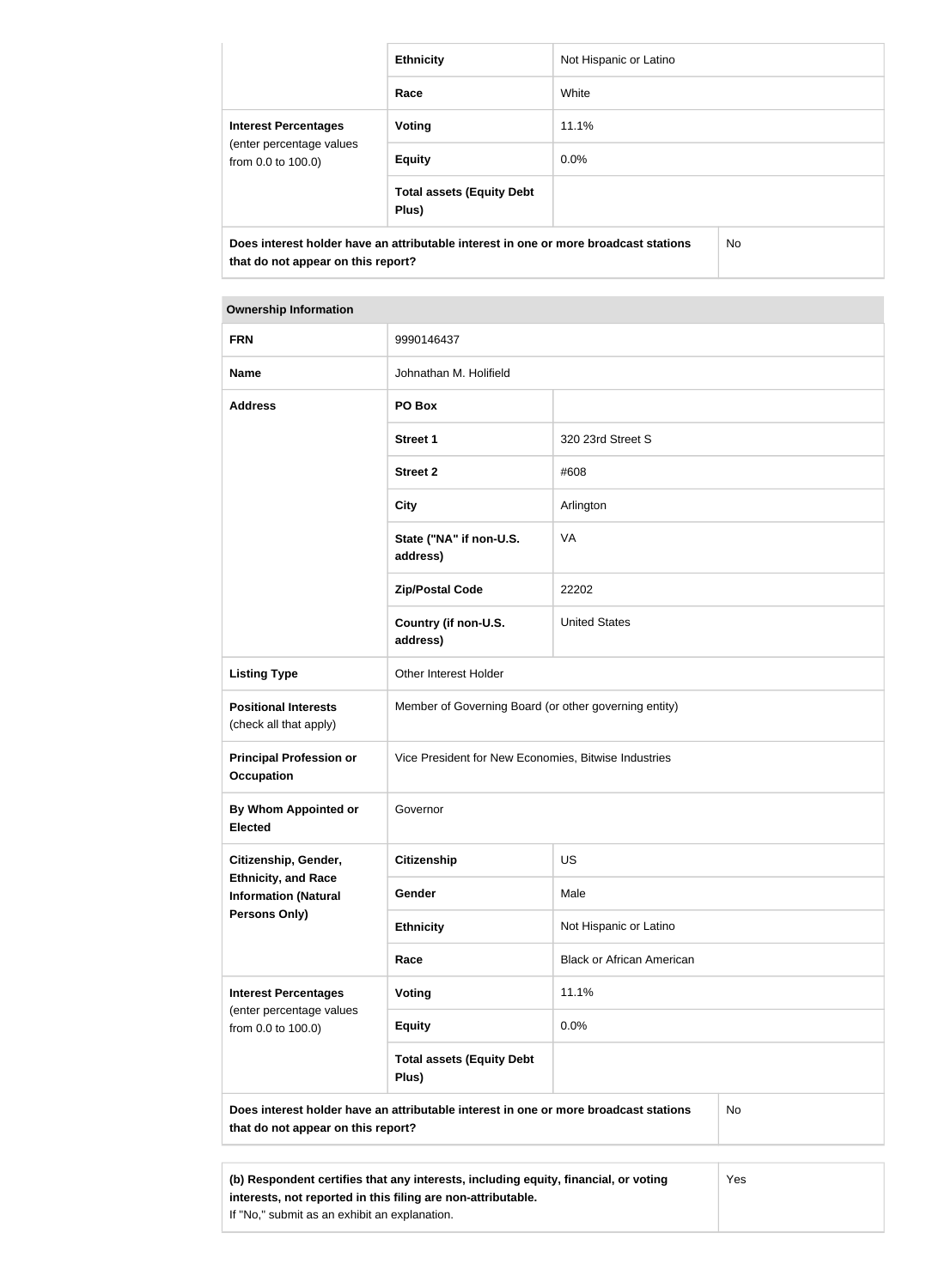| | | |
|---|---|---|
| | **Ethnicity** | Not Hispanic or Latino |
| | **Race** | White |
| **Interest Percentages** (enter percentage values from 0.0 to 100.0) | **Voting** | 11.1% |
| | **Equity** | 0.0% |
| | **Total assets (Equity Debt Plus)** | |
| **Does interest holder have an attributable interest in one or more broadcast stations that do not appear on this report?** | | No |

| **Ownership Information** | | |
|---|---|---|
| **FRN** | 9990146437 | |
| **Name** | Johnathan M. Holifield | |
| **Address** | **PO Box** | |
| | **Street 1** | 320 23rd Street S |
| | **Street 2** | #608 |
| | **City** | Arlington |
| | **State ("NA" if non-U.S. address)** | VA |
| | **Zip/Postal Code** | 22202 |
| | **Country (if non-U.S. address)** | United States |
| **Listing Type** | Other Interest Holder | |
| **Positional Interests** (check all that apply) | Member of Governing Board (or other governing entity) | |
| **Principal Profession or Occupation** | Vice President for New Economies, Bitwise Industries | |
| **By Whom Appointed or Elected** | Governor | |
| **Citizenship, Gender, Ethnicity, and Race Information (Natural Persons Only)** | **Citizenship** | US |
| | **Gender** | Male |
| | **Ethnicity** | Not Hispanic or Latino |
| | **Race** | Black or African American |
| **Interest Percentages** (enter percentage values from 0.0 to 100.0) | **Voting** | 11.1% |
| | **Equity** | 0.0% |
| | **Total assets (Equity Debt Plus)** | |
| **Does interest holder have an attributable interest in one or more broadcast stations that do not appear on this report?** | | No |

| | |
|---|---|
| **(b) Respondent certifies that any interests, including equity, financial, or voting interests, not reported in this filing are non-attributable.** If "No," submit as an exhibit an explanation. | Yes |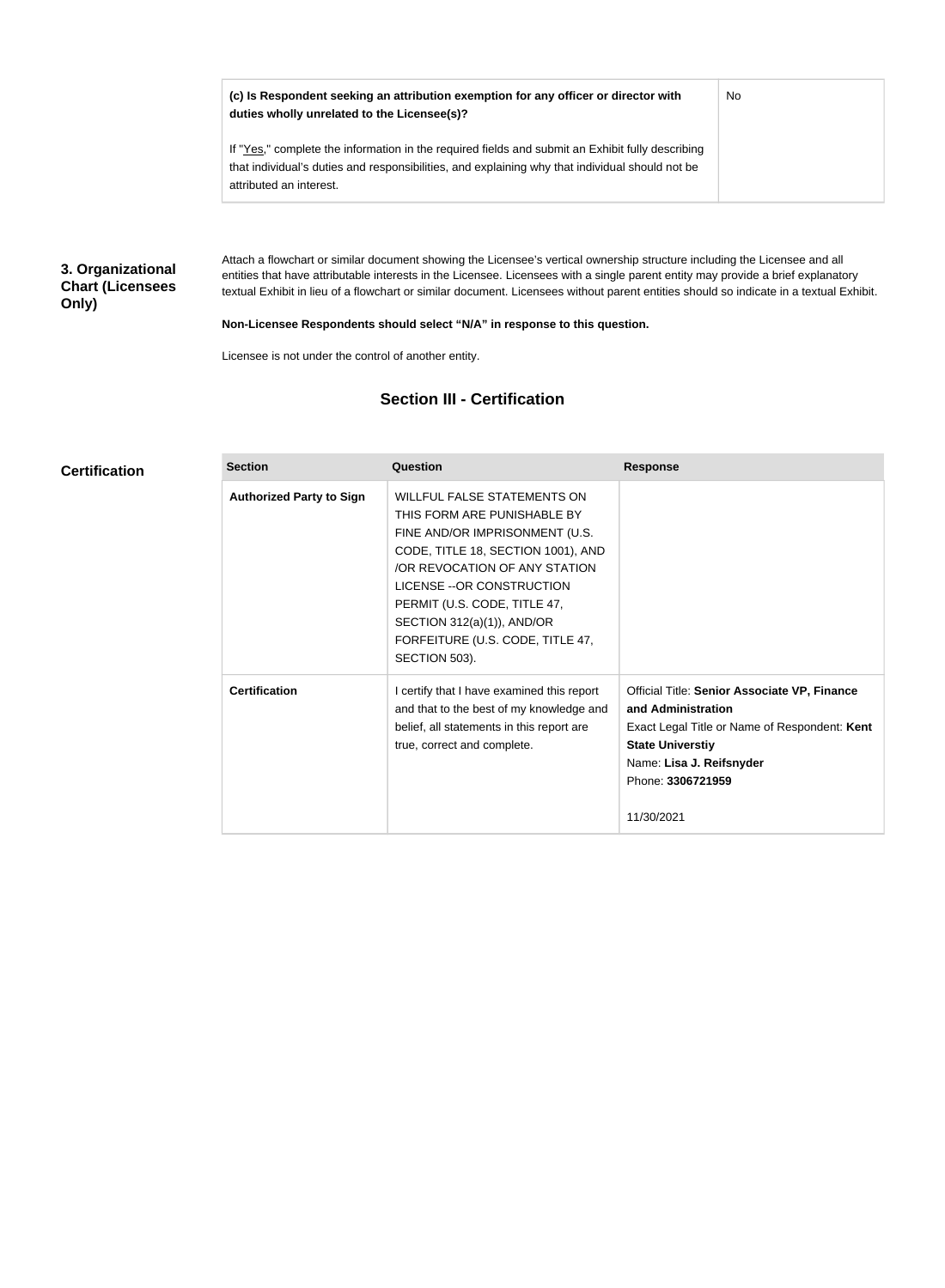| | |
|---|---|
| **(c) Is Respondent seeking an attribution exemption for any officer or director with duties wholly unrelated to the Licensee(s)?**<br><br>If "Yes," complete the information in the required fields and submit an Exhibit fully describing that individual's duties and responsibilities, and explaining why that individual should not be attributed an interest. | No |

**3. Organizational Chart (Licensees Only)**

Attach a flowchart or similar document showing the Licensee's vertical ownership structure including the Licensee and all entities that have attributable interests in the Licensee. Licensees with a single parent entity may provide a brief explanatory textual Exhibit in lieu of a flowchart or similar document. Licensees without parent entities should so indicate in a textual Exhibit.

**Non-Licensee Respondents should select "N/A" in response to this question.**

Licensee is not under the control of another entity.

## Section III - Certification

**Certification**

| Section | Question | Response |
|---|---|---|
| **Authorized Party to Sign** | WILLFUL FALSE STATEMENTS ON THIS FORM ARE PUNISHABLE BY FINE AND/OR IMPRISONMENT (U.S. CODE, TITLE 18, SECTION 1001), AND /OR REVOCATION OF ANY STATION LICENSE --OR CONSTRUCTION PERMIT (U.S. CODE, TITLE 47, SECTION 312(a)(1)), AND/OR FORFEITURE (U.S. CODE, TITLE 47, SECTION 503). | |
| **Certification** | I certify that I have examined this report and that to the best of my knowledge and belief, all statements in this report are true, correct and complete. | Official Title: **Senior Associate VP, Finance and Administration**<br>Exact Legal Title or Name of Respondent: **Kent State Universtiy**<br>Name: **Lisa J. Reifsnyder**<br>Phone: **3306721959**<br><br>11/30/2021 |